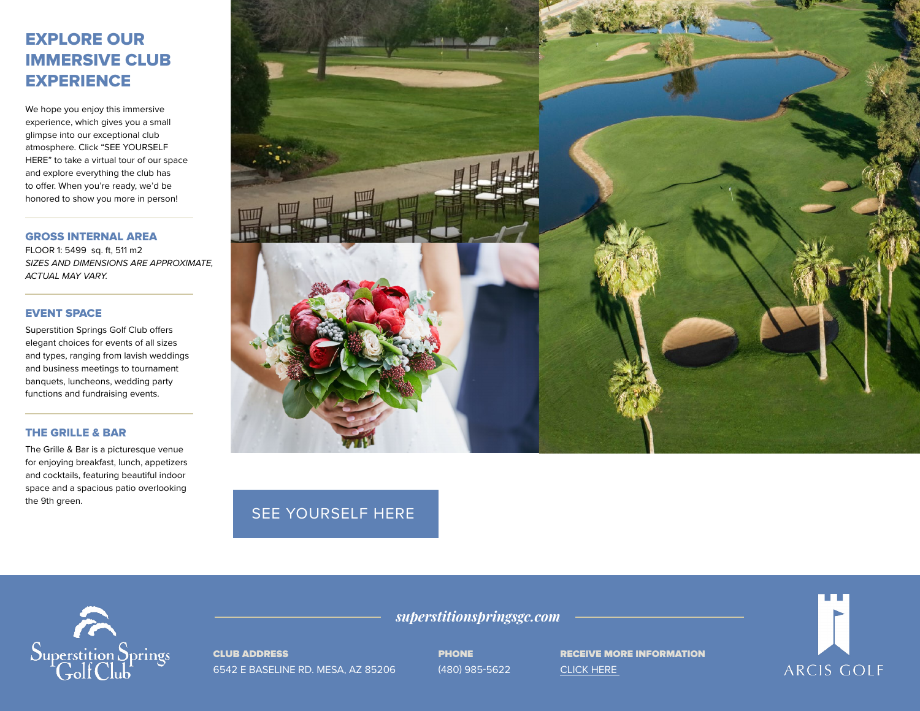# EXPLORE OUR IMMERSIVE CLUB EXPERIENCE

We hope you enjoy this immersive experience, which gives you a small glimpse into our exceptional club atmosphere. Click "SEE YOURSELF HERE" to take a virtual tour of our space and explore everything the club has to offer. When you're ready, we'd be honored to show you more in person!

## GROSS INTERNAL AREA

FLOOR 1: 5499 sq. ft, 511 m2

*SIZES AND DIMENSIONS ARE APPROXIMATE, ACTUAL MAY VARY.*

## EVENT SPACE

Superstition Springs Golf Club offers elegant choices for events of all sizes and types, ranging from lavish weddings and business meetings to tournament banquets, luncheons, wedding party functions and fundraising events.

## THE GRILLE & BAR

The Grille & Bar is a picturesque venue for enjoying breakfast, lunch, appetizers and cocktails, featuring beautiful indoor space and a spacious patio overlooking the 9th green.

SEE YOURSELF HERE

Superstition Springs Golf Club

*superstitionspringsgc.com*

**CLUB ADDRESS**
6542 E BASELINE RD. MESA, AZ 85206

**PHONE**
(480) 985-5622

**RECEIVE MORE INFORMATION**
CLICK HERE

ARCIS GOLF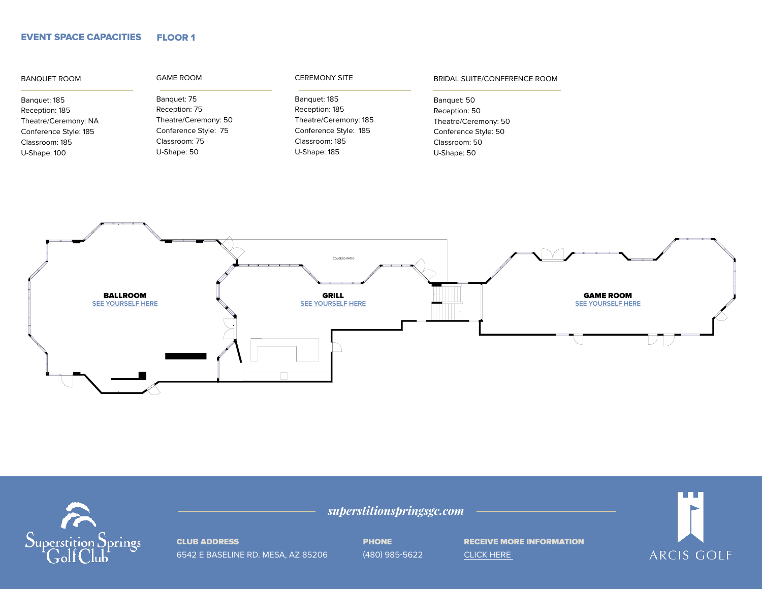## EVENT SPACE CAPACITIES    FLOOR 1

### BANQUET ROOM

Banquet: 185
Reception: 185
Theatre/Ceremony: NA
Conference Style: 185
Classroom: 185
U-Shape: 100

### GAME ROOM

Banquet: 75
Reception: 75
Theatre/Ceremony: 50
Conference Style: 75
Classroom: 75
U-Shape: 50

### CEREMONY SITE

Banquet: 185
Reception: 185
Theatre/Ceremony: 185
Conference Style: 185
Classroom: 185
U-Shape: 185

### BRIDAL SUITE/CONFERENCE ROOM

Banquet: 50
Reception: 50
Theatre/Ceremony: 50
Conference Style: 50
Classroom: 50
U-Shape: 50

COVERED PATIO

**BALLROOM**
SEE YOURSELF HERE

**GRILL**
SEE YOURSELF HERE

**GAME ROOM**
SEE YOURSELF HERE

*superstitionspringsgc.com*

**CLUB ADDRESS**
6542 E BASELINE RD. MESA, AZ 85206

**PHONE**
(480) 985-5622

**RECEIVE MORE INFORMATION**
CLICK HERE

Superstition Springs Golf Club

ARCIS GOLF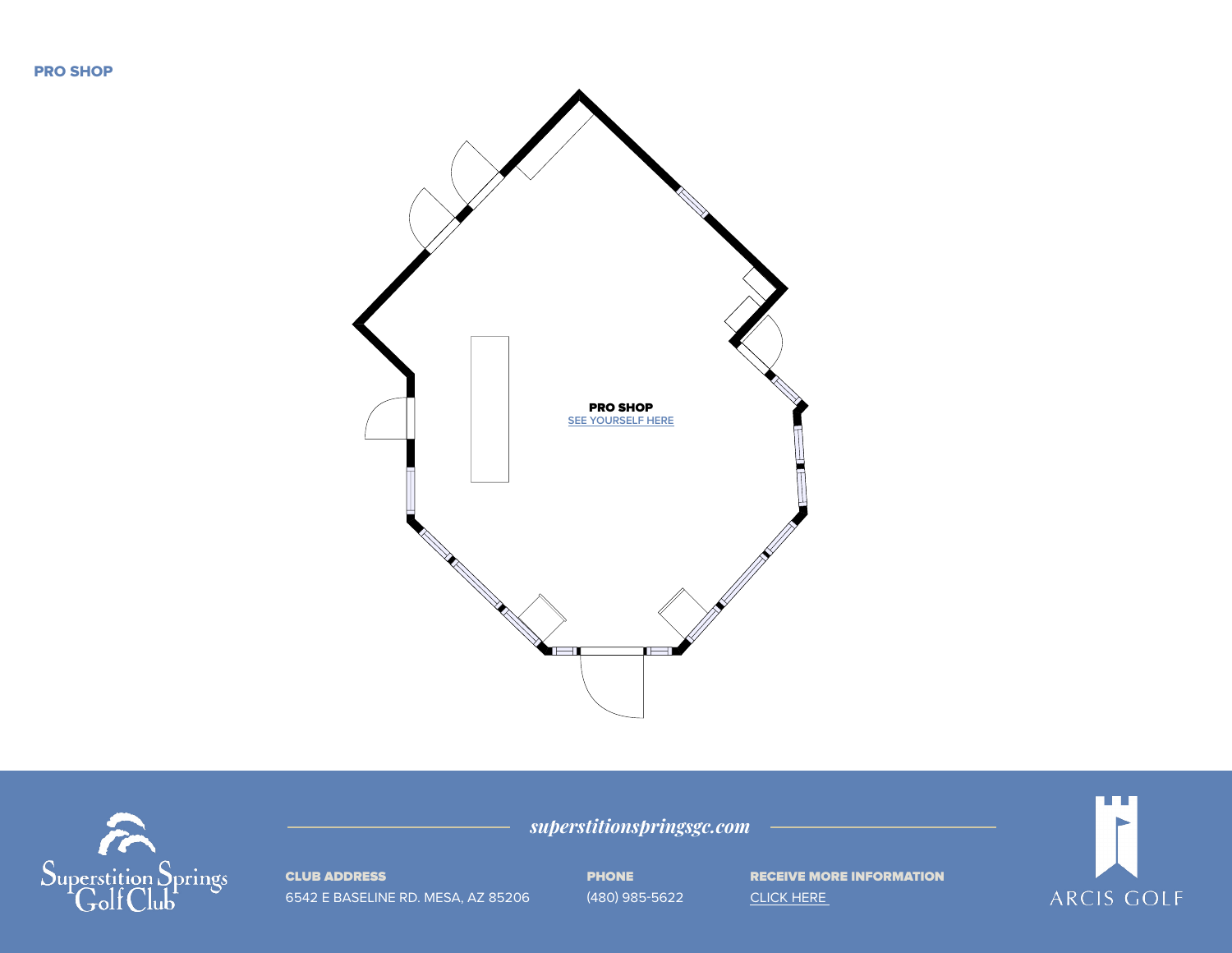## PRO SHOP

**PRO SHOP**

SEE YOURSELF HERE

*superstitionspringsgc.com*

**CLUB ADDRESS**
6542 E BASELINE RD. MESA, AZ 85206

**PHONE**
(480) 985-5622

**RECEIVE MORE INFORMATION**
CLICK HERE

Superstition Springs Golf Club

ARCIS GOLF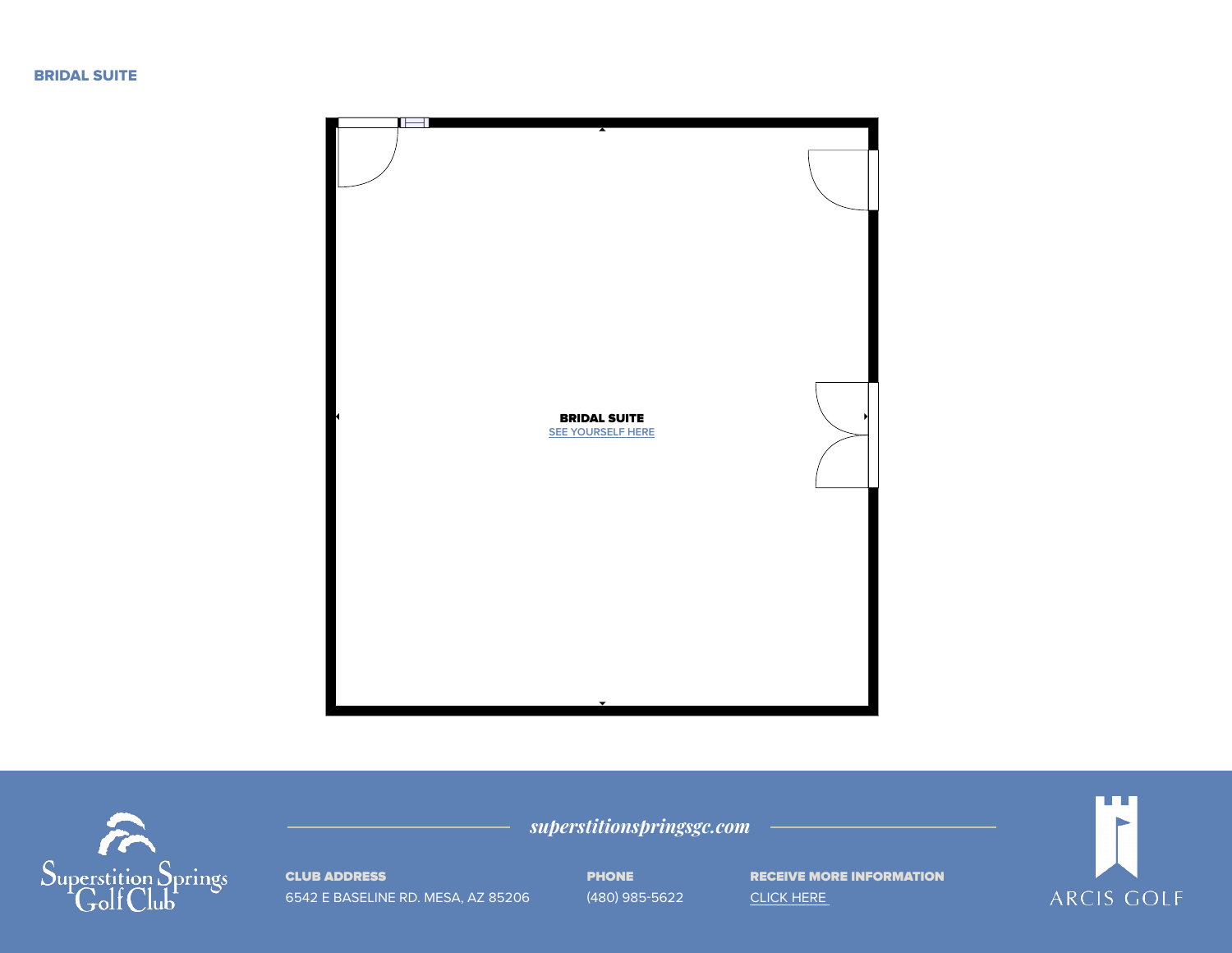## BRIDAL SUITE

BRIDAL SUITE

SEE YOURSELF HERE

*superstitionspringsgc.com*

**CLUB ADDRESS**
6542 E BASELINE RD. MESA, AZ 85206

**PHONE**
(480) 985-5622

**RECEIVE MORE INFORMATION**
CLICK HERE

Superstition Springs Golf Club

ARCIS GOLF